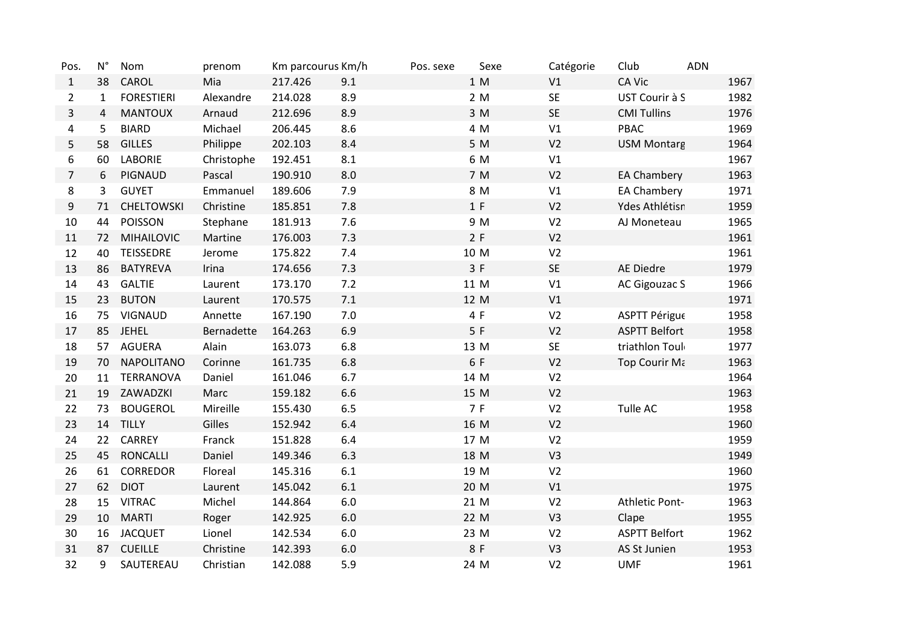| Pos. | N° | Nom | prenom | Km parcourus | Km/h | Pos. sexe | Sexe | Catégorie | Club | ADN |
|---|---|---|---|---|---|---|---|---|---|---|
| 1 | 38 | CAROL | Mia | 217.426 | 9.1 | 1 | M | V1 | CA Vic | 1967 |
| 2 | 1 | FORESTIERI | Alexandre | 214.028 | 8.9 | 2 | M | SE | UST Courir à S | 1982 |
| 3 | 4 | MANTOUX | Arnaud | 212.696 | 8.9 | 3 | M | SE | CMI Tullins | 1976 |
| 4 | 5 | BIARD | Michael | 206.445 | 8.6 | 4 | M | V1 | PBAC | 1969 |
| 5 | 58 | GILLES | Philippe | 202.103 | 8.4 | 5 | M | V2 | USM Montarg | 1964 |
| 6 | 60 | LABORIE | Christophe | 192.451 | 8.1 | 6 | M | V1 | | 1967 |
| 7 | 6 | PIGNAUD | Pascal | 190.910 | 8.0 | 7 | M | V2 | EA Chambery | 1963 |
| 8 | 3 | GUYET | Emmanuel | 189.606 | 7.9 | 8 | M | V1 | EA Chambery | 1971 |
| 9 | 71 | CHELTOWSKI | Christine | 185.851 | 7.8 | 1 | F | V2 | Ydes Athlétism | 1959 |
| 10 | 44 | POISSON | Stephane | 181.913 | 7.6 | 9 | M | V2 | AJ Moneteau | 1965 |
| 11 | 72 | MIHAILOVIC | Martine | 176.003 | 7.3 | 2 | F | V2 | | 1961 |
| 12 | 40 | TEISSEDRE | Jerome | 175.822 | 7.4 | 10 | M | V2 | | 1961 |
| 13 | 86 | BATYREVA | Irina | 174.656 | 7.3 | 3 | F | SE | AE Diedre | 1979 |
| 14 | 43 | GALTIE | Laurent | 173.170 | 7.2 | 11 | M | V1 | AC Gigouzac S | 1966 |
| 15 | 23 | BUTON | Laurent | 170.575 | 7.1 | 12 | M | V1 | | 1971 |
| 16 | 75 | VIGNAUD | Annette | 167.190 | 7.0 | 4 | F | V2 | ASPTT Périgue | 1958 |
| 17 | 85 | JEHEL | Bernadette | 164.263 | 6.9 | 5 | F | V2 | ASPTT Belfort | 1958 |
| 18 | 57 | AGUERA | Alain | 163.073 | 6.8 | 13 | M | SE | triathlon Toul | 1977 |
| 19 | 70 | NAPOLITANO | Corinne | 161.735 | 6.8 | 6 | F | V2 | Top Courir Ma | 1963 |
| 20 | 11 | TERRANOVA | Daniel | 161.046 | 6.7 | 14 | M | V2 | | 1964 |
| 21 | 19 | ZAWADZKI | Marc | 159.182 | 6.6 | 15 | M | V2 | | 1963 |
| 22 | 73 | BOUGEROL | Mireille | 155.430 | 6.5 | 7 | F | V2 | Tulle AC | 1958 |
| 23 | 14 | TILLY | Gilles | 152.942 | 6.4 | 16 | M | V2 | | 1960 |
| 24 | 22 | CARREY | Franck | 151.828 | 6.4 | 17 | M | V2 | | 1959 |
| 25 | 45 | RONCALLI | Daniel | 149.346 | 6.3 | 18 | M | V3 | | 1949 |
| 26 | 61 | CORREDOR | Floreal | 145.316 | 6.1 | 19 | M | V2 | | 1960 |
| 27 | 62 | DIOT | Laurent | 145.042 | 6.1 | 20 | M | V1 | | 1975 |
| 28 | 15 | VITRAC | Michel | 144.864 | 6.0 | 21 | M | V2 | Athletic Pont- | 1963 |
| 29 | 10 | MARTI | Roger | 142.925 | 6.0 | 22 | M | V3 | Clape | 1955 |
| 30 | 16 | JACQUET | Lionel | 142.534 | 6.0 | 23 | M | V2 | ASPTT Belfort | 1962 |
| 31 | 87 | CUEILLE | Christine | 142.393 | 6.0 | 8 | F | V3 | AS St Junien | 1953 |
| 32 | 9 | SAUTEREAU | Christian | 142.088 | 5.9 | 24 | M | V2 | UMF | 1961 |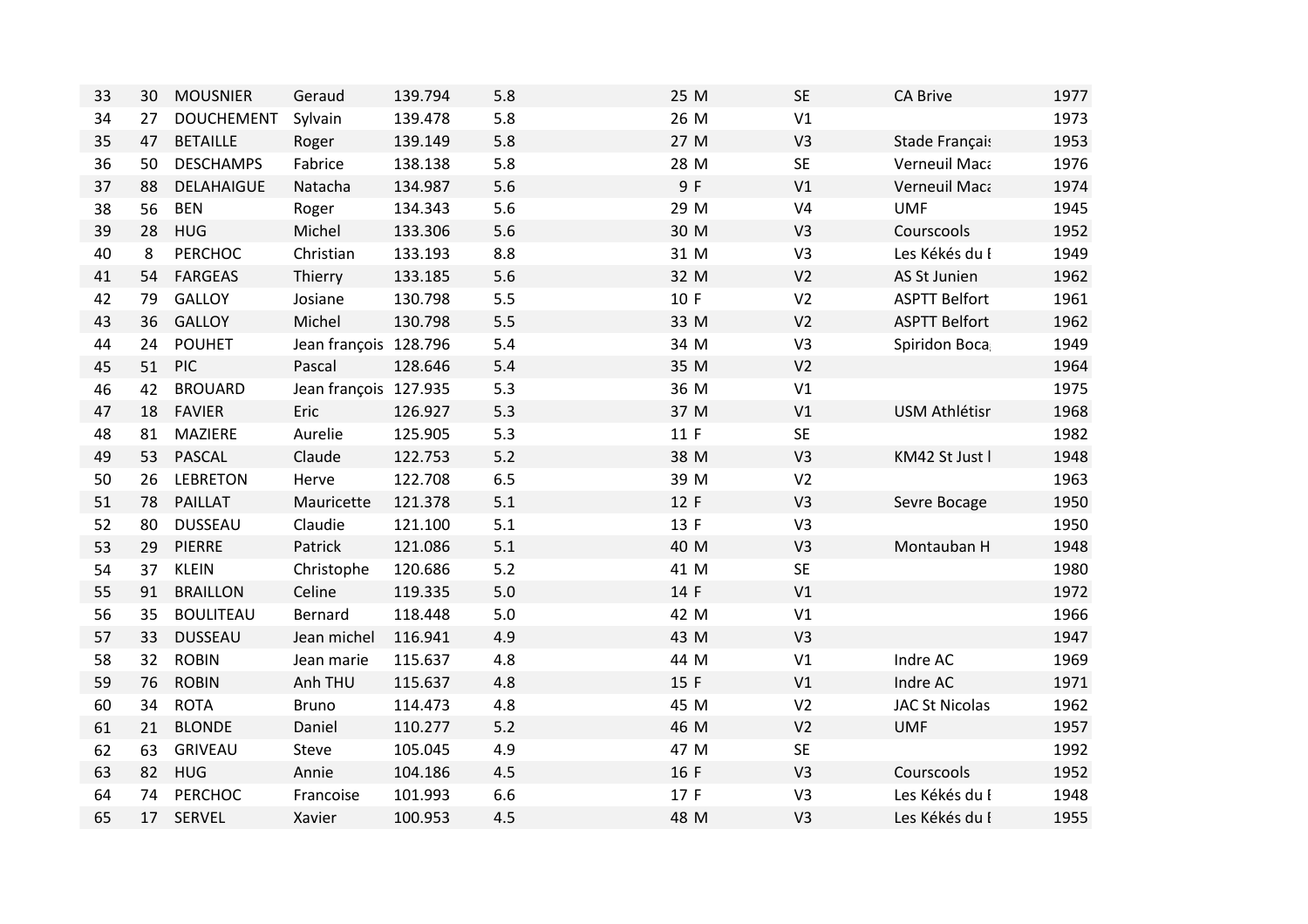| | | | | | | | | | | |
|---|---|---|---|---|---|---|---|---|---|---|
| 33 | 30 | MOUSNIER | Geraud | 139.794 | 5.8 | 25 | M | SE | CA Brive | 1977 |
| 34 | 27 | DOUCHEMENT | Sylvain | 139.478 | 5.8 | 26 | M | V1 | | 1973 |
| 35 | 47 | BETAILLE | Roger | 139.149 | 5.8 | 27 | M | V3 | Stade Françai: | 1953 |
| 36 | 50 | DESCHAMPS | Fabrice | 138.138 | 5.8 | 28 | M | SE | Verneuil Maca | 1976 |
| 37 | 88 | DELAHAIGUE | Natacha | 134.987 | 5.6 | 9 | F | V1 | Verneuil Maca | 1974 |
| 38 | 56 | BEN | Roger | 134.343 | 5.6 | 29 | M | V4 | UMF | 1945 |
| 39 | 28 | HUG | Michel | 133.306 | 5.6 | 30 | M | V3 | Courscools | 1952 |
| 40 | 8 | PERCHOC | Christian | 133.193 | 8.8 | 31 | M | V3 | Les Kékés du I | 1949 |
| 41 | 54 | FARGEAS | Thierry | 133.185 | 5.6 | 32 | M | V2 | AS St Junien | 1962 |
| 42 | 79 | GALLOY | Josiane | 130.798 | 5.5 | 10 | F | V2 | ASPTT Belfort | 1961 |
| 43 | 36 | GALLOY | Michel | 130.798 | 5.5 | 33 | M | V2 | ASPTT Belfort | 1962 |
| 44 | 24 | POUHET | Jean françois | 128.796 | 5.4 | 34 | M | V3 | Spiridon Boca | 1949 |
| 45 | 51 | PIC | Pascal | 128.646 | 5.4 | 35 | M | V2 | | 1964 |
| 46 | 42 | BROUARD | Jean françois | 127.935 | 5.3 | 36 | M | V1 | | 1975 |
| 47 | 18 | FAVIER | Eric | 126.927 | 5.3 | 37 | M | V1 | USM Athlétisr | 1968 |
| 48 | 81 | MAZIERE | Aurelie | 125.905 | 5.3 | 11 | F | SE | | 1982 |
| 49 | 53 | PASCAL | Claude | 122.753 | 5.2 | 38 | M | V3 | KM42 St Just l | 1948 |
| 50 | 26 | LEBRETON | Herve | 122.708 | 6.5 | 39 | M | V2 | | 1963 |
| 51 | 78 | PAILLAT | Mauricette | 121.378 | 5.1 | 12 | F | V3 | Sevre Bocage | 1950 |
| 52 | 80 | DUSSEAU | Claudie | 121.100 | 5.1 | 13 | F | V3 | | 1950 |
| 53 | 29 | PIERRE | Patrick | 121.086 | 5.1 | 40 | M | V3 | Montauban H | 1948 |
| 54 | 37 | KLEIN | Christophe | 120.686 | 5.2 | 41 | M | SE | | 1980 |
| 55 | 91 | BRAILLON | Celine | 119.335 | 5.0 | 14 | F | V1 | | 1972 |
| 56 | 35 | BOULITEAU | Bernard | 118.448 | 5.0 | 42 | M | V1 | | 1966 |
| 57 | 33 | DUSSEAU | Jean michel | 116.941 | 4.9 | 43 | M | V3 | | 1947 |
| 58 | 32 | ROBIN | Jean marie | 115.637 | 4.8 | 44 | M | V1 | Indre AC | 1969 |
| 59 | 76 | ROBIN | Anh THU | 115.637 | 4.8 | 15 | F | V1 | Indre AC | 1971 |
| 60 | 34 | ROTA | Bruno | 114.473 | 4.8 | 45 | M | V2 | JAC St Nicolas | 1962 |
| 61 | 21 | BLONDE | Daniel | 110.277 | 5.2 | 46 | M | V2 | UMF | 1957 |
| 62 | 63 | GRIVEAU | Steve | 105.045 | 4.9 | 47 | M | SE | | 1992 |
| 63 | 82 | HUG | Annie | 104.186 | 4.5 | 16 | F | V3 | Courscools | 1952 |
| 64 | 74 | PERCHOC | Francoise | 101.993 | 6.6 | 17 | F | V3 | Les Kékés du I | 1948 |
| 65 | 17 | SERVEL | Xavier | 100.953 | 4.5 | 48 | M | V3 | Les Kékés du I | 1955 |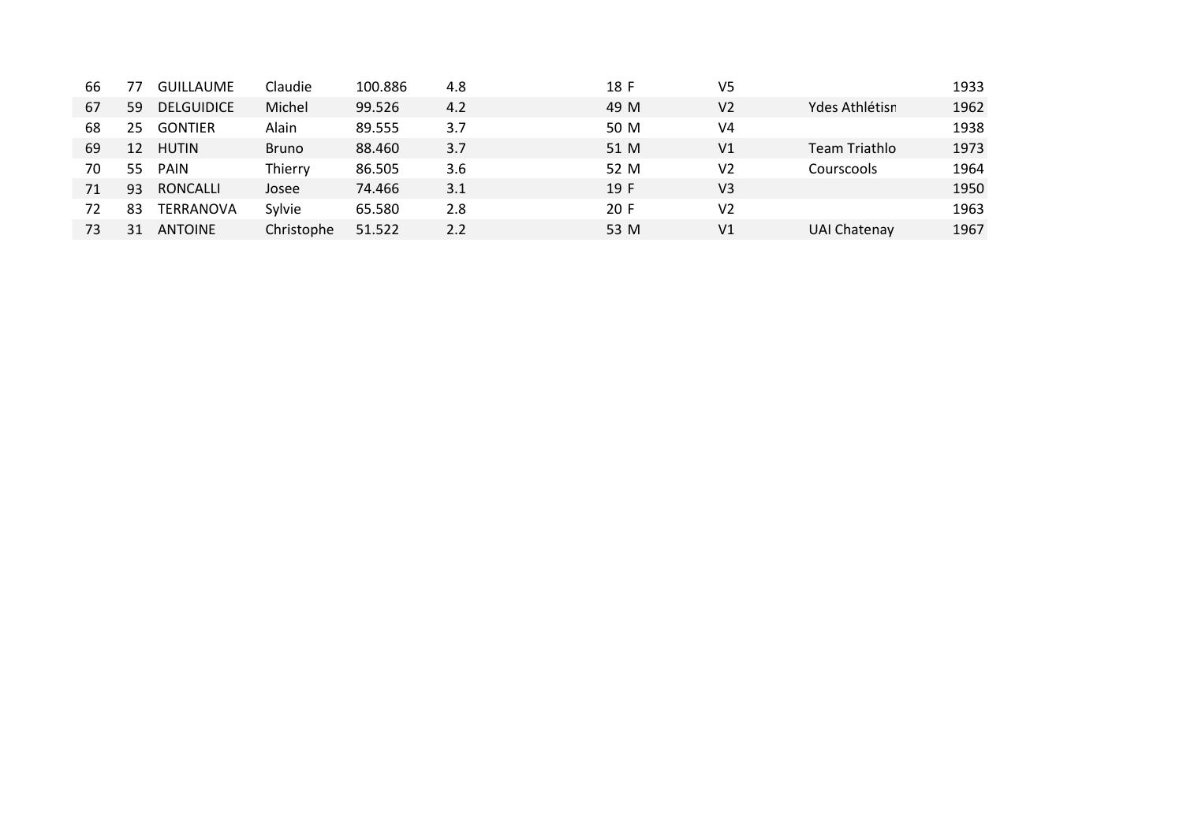| | | | | | | | | | | |
|---|---|---|---|---|---|---|---|---|---|---|
| 66 | 77 | GUILLAUME | Claudie | 100.886 | 4.8 | 18 | F | V5 | | 1933 |
| 67 | 59 | DELGUIDICE | Michel | 99.526 | 4.2 | 49 | M | V2 | Ydes Athlétisn | 1962 |
| 68 | 25 | GONTIER | Alain | 89.555 | 3.7 | 50 | M | V4 | | 1938 |
| 69 | 12 | HUTIN | Bruno | 88.460 | 3.7 | 51 | M | V1 | Team Triathlo | 1973 |
| 70 | 55 | PAIN | Thierry | 86.505 | 3.6 | 52 | M | V2 | Courscools | 1964 |
| 71 | 93 | RONCALLI | Josee | 74.466 | 3.1 | 19 | F | V3 | | 1950 |
| 72 | 83 | TERRANOVA | Sylvie | 65.580 | 2.8 | 20 | F | V2 | | 1963 |
| 73 | 31 | ANTOINE | Christophe | 51.522 | 2.2 | 53 | M | V1 | UAI Chatenay | 1967 |